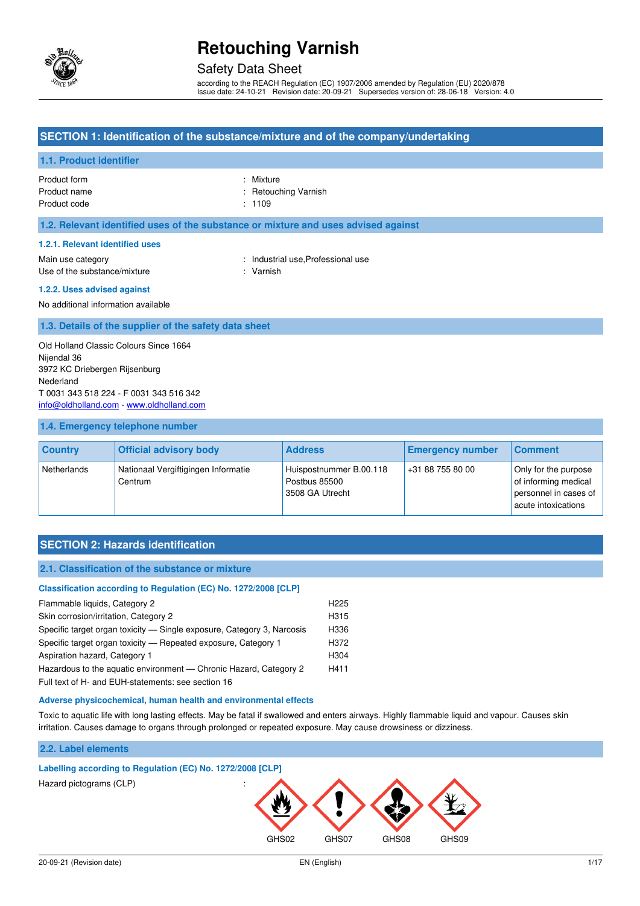# Retouching Varnish

Safety Data Sheet

according to the REACH Regulation (EC) 1907/2006 amended by Regulation (EU) 2020/878
Issue date: 24-10-21 Revision date: 20-09-21 Supersedes version of: 28-06-18 Version: 4.0

## SECTION 1: Identification of the substance/mixture and of the company/undertaking

### 1.1. Product identifier

Product form : Mixture
Product name : Retouching Varnish
Product code : 1109

### 1.2. Relevant identified uses of the substance or mixture and uses advised against

#### 1.2.1. Relevant identified uses

Main use category : Industrial use,Professional use
Use of the substance/mixture : Varnish

#### 1.2.2. Uses advised against

No additional information available

### 1.3. Details of the supplier of the safety data sheet

Old Holland Classic Colours Since 1664
Nijendal 36
3972 KC Driebergen Rijsenburg
Nederland
T 0031 343 518 224 - F 0031 343 516 342
info@oldholland.com - www.oldholland.com

### 1.4. Emergency telephone number

| Country | Official advisory body | Address | Emergency number | Comment |
|---|---|---|---|---|
| Netherlands | Nationaal Vergiftigingen Informatie Centrum | Huispostnummer B.00.118 Postbus 85500 3508 GA Utrecht | +31 88 755 80 00 | Only for the purpose of informing medical personnel in cases of acute intoxications |

## SECTION 2: Hazards identification

### 2.1. Classification of the substance or mixture

#### Classification according to Regulation (EC) No. 1272/2008 [CLP]

| | |
|---|---|
| Flammable liquids, Category 2 | H225 |
| Skin corrosion/irritation, Category 2 | H315 |
| Specific target organ toxicity — Single exposure, Category 3, Narcosis | H336 |
| Specific target organ toxicity — Repeated exposure, Category 1 | H372 |
| Aspiration hazard, Category 1 | H304 |
| Hazardous to the aquatic environment — Chronic Hazard, Category 2 | H411 |

Full text of H- and EUH-statements: see section 16

#### Adverse physicochemical, human health and environmental effects

Toxic to aquatic life with long lasting effects. May be fatal if swallowed and enters airways. Highly flammable liquid and vapour. Causes skin irritation. Causes damage to organs through prolonged or repeated exposure. May cause drowsiness or dizziness.

### 2.2. Label elements

#### Labelling according to Regulation (EC) No. 1272/2008 [CLP]

Hazard pictograms (CLP) :

GHS02 GHS07 GHS08 GHS09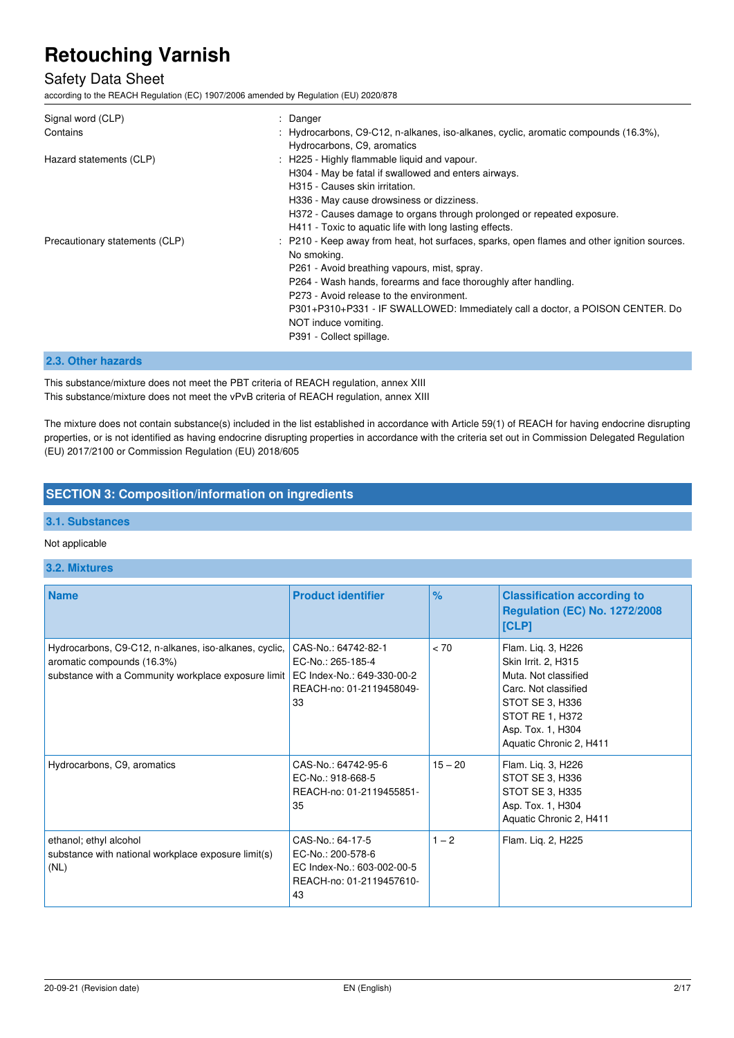| | |
|---|---|
| Signal word (CLP) | : Danger |
| Contains | : Hydrocarbons, C9-C12, n-alkanes, iso-alkanes, cyclic, aromatic compounds (16.3%), Hydrocarbons, C9, aromatics |
| Hazard statements (CLP) | : H225 - Highly flammable liquid and vapour.<br>H304 - May be fatal if swallowed and enters airways.<br>H315 - Causes skin irritation.<br>H336 - May cause drowsiness or dizziness.<br>H372 - Causes damage to organs through prolonged or repeated exposure.<br>H411 - Toxic to aquatic life with long lasting effects. |
| Precautionary statements (CLP) | : P210 - Keep away from heat, hot surfaces, sparks, open flames and other ignition sources. No smoking.<br>P261 - Avoid breathing vapours, mist, spray.<br>P264 - Wash hands, forearms and face thoroughly after handling.<br>P273 - Avoid release to the environment.<br>P301+P310+P331 - IF SWALLOWED: Immediately call a doctor, a POISON CENTER. Do NOT induce vomiting.<br>P391 - Collect spillage. |

### 2.3. Other hazards

This substance/mixture does not meet the PBT criteria of REACH regulation, annex XIII
This substance/mixture does not meet the vPvB criteria of REACH regulation, annex XIII

The mixture does not contain substance(s) included in the list established in accordance with Article 59(1) of REACH for having endocrine disrupting properties, or is not identified as having endocrine disrupting properties in accordance with the criteria set out in Commission Delegated Regulation (EU) 2017/2100 or Commission Regulation (EU) 2018/605

## SECTION 3: Composition/information on ingredients

### 3.1. Substances

Not applicable

### 3.2. Mixtures

| Name | Product identifier | % | Classification according to Regulation (EC) No. 1272/2008 [CLP] |
|---|---|---|---|
| Hydrocarbons, C9-C12, n-alkanes, iso-alkanes, cyclic, aromatic compounds (16.3%)<br>substance with a Community workplace exposure limit | CAS-No.: 64742-82-1<br>EC-No.: 265-185-4<br>EC Index-No.: 649-330-00-2<br>REACH-no: 01-2119458049-33 | < 70 | Flam. Liq. 3, H226<br>Skin Irrit. 2, H315<br>Muta. Not classified<br>Carc. Not classified<br>STOT SE 3, H336<br>STOT RE 1, H372<br>Asp. Tox. 1, H304<br>Aquatic Chronic 2, H411 |
| Hydrocarbons, C9, aromatics | CAS-No.: 64742-95-6<br>EC-No.: 918-668-5<br>REACH-no: 01-2119455851-35 | 15 – 20 | Flam. Liq. 3, H226<br>STOT SE 3, H336<br>STOT SE 3, H335<br>Asp. Tox. 1, H304<br>Aquatic Chronic 2, H411 |
| ethanol; ethyl alcohol<br>substance with national workplace exposure limit(s) (NL) | CAS-No.: 64-17-5<br>EC-No.: 200-578-6<br>EC Index-No.: 603-002-00-5<br>REACH-no: 01-2119457610-43 | 1 – 2 | Flam. Liq. 2, H225 |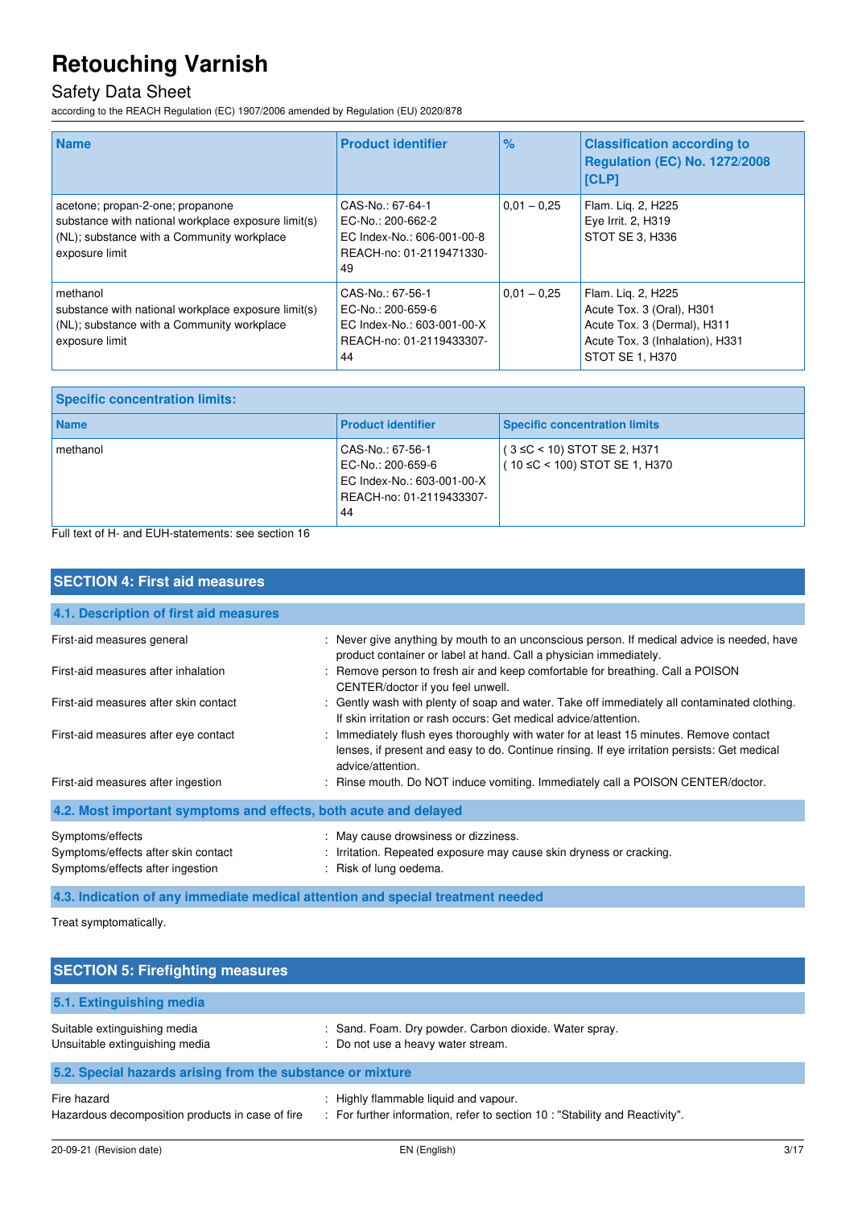| Name | Product identifier | % | Classification according to Regulation (EC) No. 1272/2008 [CLP] |
|---|---|---|---|
| acetone; propan-2-one; propanone<br>substance with national workplace exposure limit(s) (NL); substance with a Community workplace exposure limit | CAS-No.: 67-64-1<br>EC-No.: 200-662-2<br>EC Index-No.: 606-001-00-8<br>REACH-no: 01-2119471330-49 | 0,01 – 0,25 | Flam. Liq. 2, H225<br>Eye Irrit. 2, H319<br>STOT SE 3, H336 |
| methanol<br>substance with national workplace exposure limit(s) (NL); substance with a Community workplace exposure limit | CAS-No.: 67-56-1<br>EC-No.: 200-659-6<br>EC Index-No.: 603-001-00-X<br>REACH-no: 01-2119433307-44 | 0,01 – 0,25 | Flam. Liq. 2, H225<br>Acute Tox. 3 (Oral), H301<br>Acute Tox. 3 (Dermal), H311<br>Acute Tox. 3 (Inhalation), H331<br>STOT SE 1, H370 |

| Specific concentration limits: | | |
|---|---|---|
| **Name** | **Product identifier** | **Specific concentration limits** |
| methanol | CAS-No.: 67-56-1<br>EC-No.: 200-659-6<br>EC Index-No.: 603-001-00-X<br>REACH-no: 01-2119433307-44 | ( 3 ≤C < 10) STOT SE 2, H371<br>( 10 ≤C < 100) STOT SE 1, H370 |

Full text of H- and EUH-statements: see section 16

## SECTION 4: First aid measures

### 4.1. Description of first aid measures

| | |
|---|---|
| First-aid measures general | : Never give anything by mouth to an unconscious person. If medical advice is needed, have product container or label at hand. Call a physician immediately. |
| First-aid measures after inhalation | : Remove person to fresh air and keep comfortable for breathing. Call a POISON CENTER/doctor if you feel unwell. |
| First-aid measures after skin contact | : Gently wash with plenty of soap and water. Take off immediately all contaminated clothing. If skin irritation or rash occurs: Get medical advice/attention. |
| First-aid measures after eye contact | : Immediately flush eyes thoroughly with water for at least 15 minutes. Remove contact lenses, if present and easy to do. Continue rinsing. If eye irritation persists: Get medical advice/attention. |
| First-aid measures after ingestion | : Rinse mouth. Do NOT induce vomiting. Immediately call a POISON CENTER/doctor. |

### 4.2. Most important symptoms and effects, both acute and delayed

| | |
|---|---|
| Symptoms/effects | : May cause drowsiness or dizziness. |
| Symptoms/effects after skin contact | : Irritation. Repeated exposure may cause skin dryness or cracking. |
| Symptoms/effects after ingestion | : Risk of lung oedema. |

### 4.3. Indication of any immediate medical attention and special treatment needed

Treat symptomatically.

## SECTION 5: Firefighting measures

### 5.1. Extinguishing media

| | |
|---|---|
| Suitable extinguishing media | : Sand. Foam. Dry powder. Carbon dioxide. Water spray. |
| Unsuitable extinguishing media | : Do not use a heavy water stream. |

### 5.2. Special hazards arising from the substance or mixture

| | |
|---|---|
| Fire hazard | : Highly flammable liquid and vapour. |
| Hazardous decomposition products in case of fire | : For further information, refer to section 10 : "Stability and Reactivity". |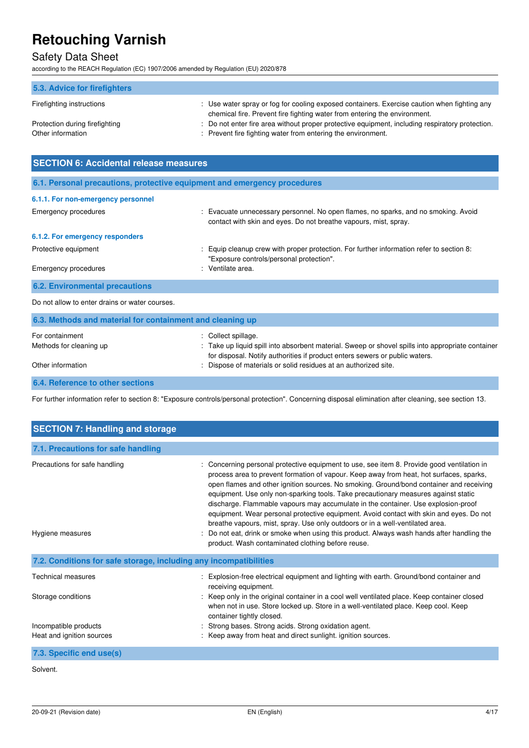### 5.3. Advice for firefighters

| | |
|---|---|
| Firefighting instructions | : Use water spray or fog for cooling exposed containers. Exercise caution when fighting any chemical fire. Prevent fire fighting water from entering the environment. |
| Protection during firefighting | : Do not enter fire area without proper protective equipment, including respiratory protection. |
| Other information | : Prevent fire fighting water from entering the environment. |

## SECTION 6: Accidental release measures

### 6.1. Personal precautions, protective equipment and emergency procedures

#### 6.1.1. For non-emergency personnel

| | |
|---|---|
| Emergency procedures | : Evacuate unnecessary personnel. No open flames, no sparks, and no smoking. Avoid contact with skin and eyes. Do not breathe vapours, mist, spray. |

#### 6.1.2. For emergency responders

| | |
|---|---|
| Protective equipment | : Equip cleanup crew with proper protection. For further information refer to section 8: "Exposure controls/personal protection". |
| Emergency procedures | : Ventilate area. |

### 6.2. Environmental precautions

Do not allow to enter drains or water courses.

### 6.3. Methods and material for containment and cleaning up

| | |
|---|---|
| For containment | : Collect spillage. |
| Methods for cleaning up | : Take up liquid spill into absorbent material. Sweep or shovel spills into appropriate container for disposal. Notify authorities if product enters sewers or public waters. |
| Other information | : Dispose of materials or solid residues at an authorized site. |

### 6.4. Reference to other sections

For further information refer to section 8: "Exposure controls/personal protection". Concerning disposal elimination after cleaning, see section 13.

## SECTION 7: Handling and storage

### 7.1. Precautions for safe handling

| | |
|---|---|
| Precautions for safe handling | : Concerning personal protective equipment to use, see item 8. Provide good ventilation in process area to prevent formation of vapour. Keep away from heat, hot surfaces, sparks, open flames and other ignition sources. No smoking. Ground/bond container and receiving equipment. Use only non-sparking tools. Take precautionary measures against static discharge. Flammable vapours may accumulate in the container. Use explosion-proof equipment. Wear personal protective equipment. Avoid contact with skin and eyes. Do not breathe vapours, mist, spray. Use only outdoors or in a well-ventilated area. |
| Hygiene measures | : Do not eat, drink or smoke when using this product. Always wash hands after handling the product. Wash contaminated clothing before reuse. |

### 7.2. Conditions for safe storage, including any incompatibilities

| | |
|---|---|
| Technical measures | : Explosion-free electrical equipment and lighting with earth. Ground/bond container and receiving equipment. |
| Storage conditions | : Keep only in the original container in a cool well ventilated place. Keep container closed when not in use. Store locked up. Store in a well-ventilated place. Keep cool. Keep container tightly closed. |
| Incompatible products | : Strong bases. Strong acids. Strong oxidation agent. |
| Heat and ignition sources | : Keep away from heat and direct sunlight. ignition sources. |

### 7.3. Specific end use(s)

Solvent.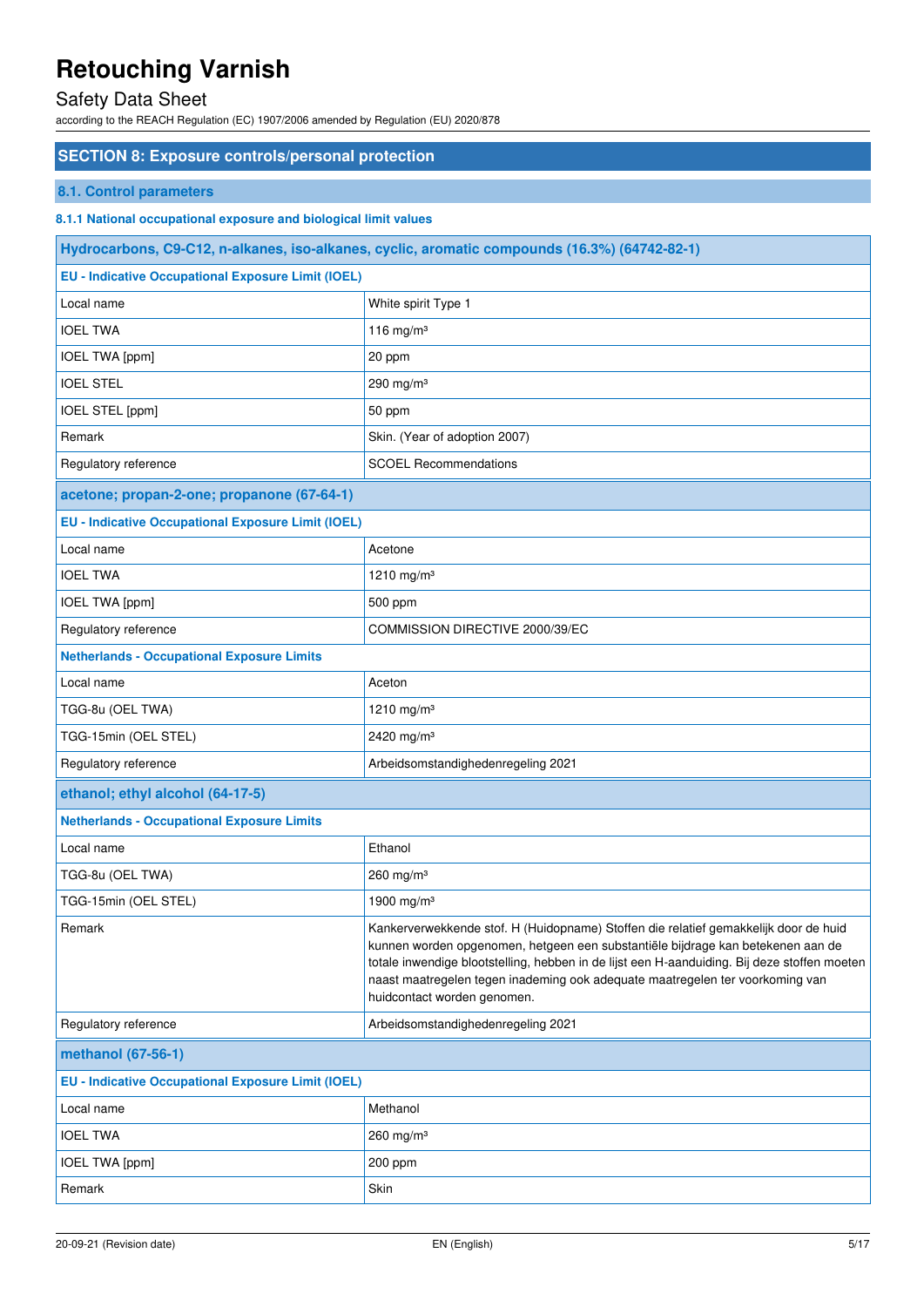# Retouching Varnish

Safety Data Sheet

according to the REACH Regulation (EC) 1907/2006 amended by Regulation (EU) 2020/878

## SECTION 8: Exposure controls/personal protection

### 8.1. Control parameters

#### 8.1.1 National occupational exposure and biological limit values

| Hydrocarbons, C9-C12, n-alkanes, iso-alkanes, cyclic, aromatic compounds (16.3%) (64742-82-1) | |
|---|---|
| **EU - Indicative Occupational Exposure Limit (IOEL)** | |
| Local name | White spirit Type 1 |
| IOEL TWA | 116 mg/m³ |
| IOEL TWA [ppm] | 20 ppm |
| IOEL STEL | 290 mg/m³ |
| IOEL STEL [ppm] | 50 ppm |
| Remark | Skin. (Year of adoption 2007) |
| Regulatory reference | SCOEL Recommendations |
| **acetone; propan-2-one; propanone (67-64-1)** | |
| **EU - Indicative Occupational Exposure Limit (IOEL)** | |
| Local name | Acetone |
| IOEL TWA | 1210 mg/m³ |
| IOEL TWA [ppm] | 500 ppm |
| Regulatory reference | COMMISSION DIRECTIVE 2000/39/EC |
| **Netherlands - Occupational Exposure Limits** | |
| Local name | Aceton |
| TGG-8u (OEL TWA) | 1210 mg/m³ |
| TGG-15min (OEL STEL) | 2420 mg/m³ |
| Regulatory reference | Arbeidsomstandighedenregeling 2021 |
| **ethanol; ethyl alcohol (64-17-5)** | |
| **Netherlands - Occupational Exposure Limits** | |
| Local name | Ethanol |
| TGG-8u (OEL TWA) | 260 mg/m³ |
| TGG-15min (OEL STEL) | 1900 mg/m³ |
| Remark | Kankerverwekkende stof. H (Huidopname) Stoffen die relatief gemakkelijk door de huid kunnen worden opgenomen, hetgeen een substantiële bijdrage kan betekenen aan de totale inwendige blootstelling, hebben in de lijst een H-aanduiding. Bij deze stoffen moeten naast maatregelen tegen inademing ook adequate maatregelen ter voorkoming van huidcontact worden genomen. |
| Regulatory reference | Arbeidsomstandighedenregeling 2021 |
| **methanol (67-56-1)** | |
| **EU - Indicative Occupational Exposure Limit (IOEL)** | |
| Local name | Methanol |
| IOEL TWA | 260 mg/m³ |
| IOEL TWA [ppm] | 200 ppm |
| Remark | Skin |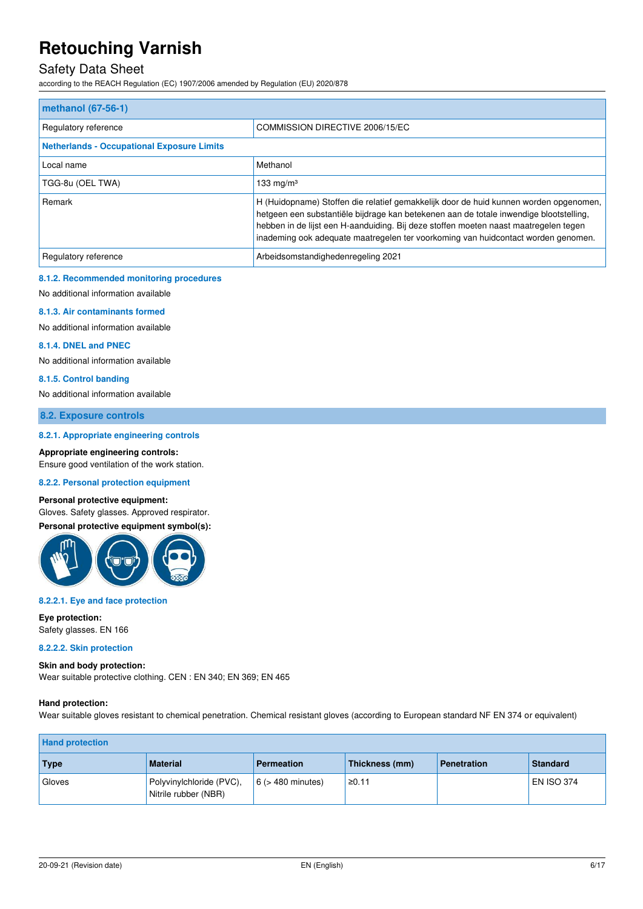| methanol (67-56-1) | |
|---|---|
| Regulatory reference | COMMISSION DIRECTIVE 2006/15/EC |
| **Netherlands - Occupational Exposure Limits** | |
| Local name | Methanol |
| TGG-8u (OEL TWA) | 133 mg/m³ |
| Remark | H (Huidopname) Stoffen die relatief gemakkelijk door de huid kunnen worden opgenomen, hetgeen een substantiële bijdrage kan betekenen aan de totale inwendige blootstelling, hebben in de lijst een H-aanduiding. Bij deze stoffen moeten naast maatregelen tegen inademing ook adequate maatregelen ter voorkoming van huidcontact worden genomen. |
| Regulatory reference | Arbeidsomstandighedenregeling 2021 |

#### 8.1.2. Recommended monitoring procedures

No additional information available

#### 8.1.3. Air contaminants formed

No additional information available

#### 8.1.4. DNEL and PNEC

No additional information available

#### 8.1.5. Control banding

No additional information available

### 8.2. Exposure controls

#### 8.2.1. Appropriate engineering controls

**Appropriate engineering controls:**

Ensure good ventilation of the work station.

#### 8.2.2. Personal protection equipment

**Personal protective equipment:**

Gloves. Safety glasses. Approved respirator.

**Personal protective equipment symbol(s):**

#### 8.2.2.1. Eye and face protection

**Eye protection:**

Safety glasses. EN 166

#### 8.2.2.2. Skin protection

**Skin and body protection:**

Wear suitable protective clothing. CEN : EN 340; EN 369; EN 465

**Hand protection:**

Wear suitable gloves resistant to chemical penetration. Chemical resistant gloves (according to European standard NF EN 374 or equivalent)

| Hand protection | | | | | |
|---|---|---|---|---|---|
| **Type** | **Material** | **Permeation** | **Thickness (mm)** | **Penetration** | **Standard** |
| Gloves | Polyvinylchloride (PVC), Nitrile rubber (NBR) | 6 (> 480 minutes) | ≥0.11 | | EN ISO 374 |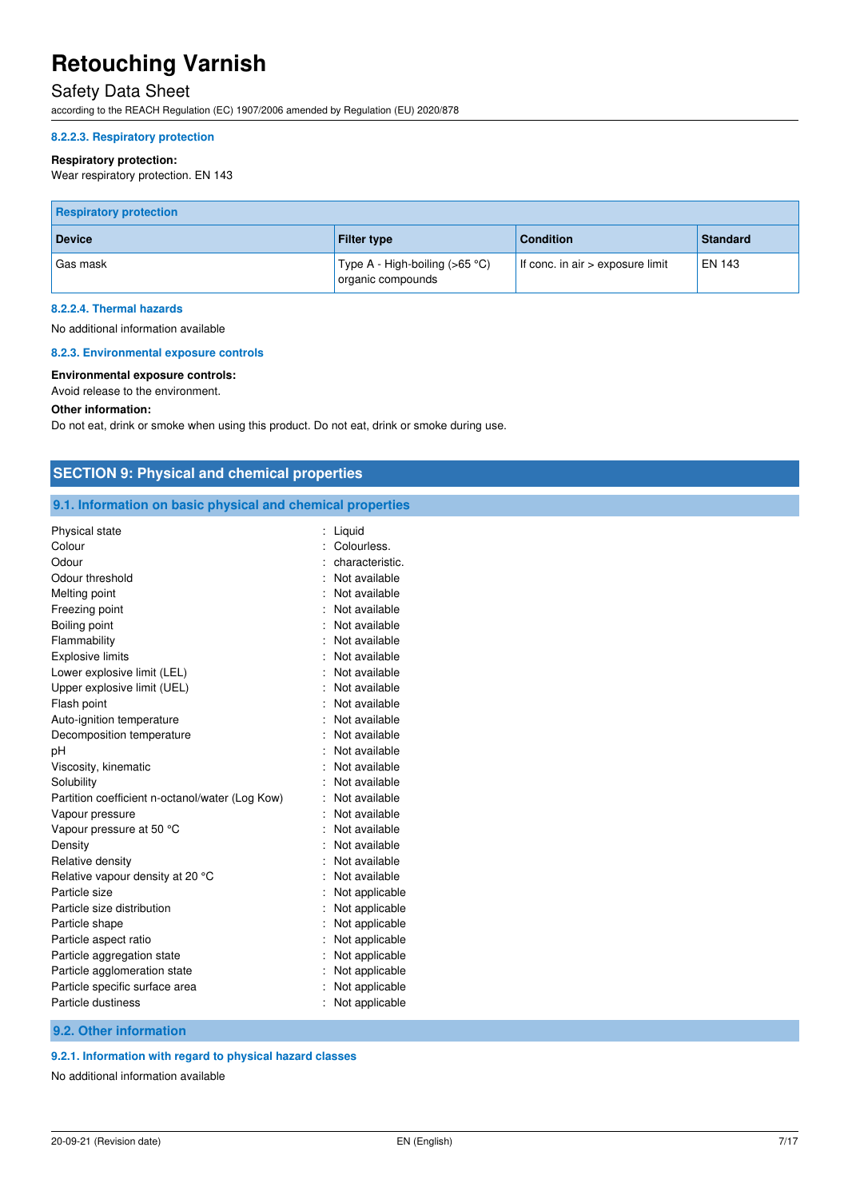#### 8.2.2.3. Respiratory protection

**Respiratory protection:**
Wear respiratory protection. EN 143

| Respiratory protection | | | |
|---|---|---|---|
| **Device** | **Filter type** | **Condition** | **Standard** |
| Gas mask | Type A - High-boiling (>65 °C) organic compounds | If conc. in air > exposure limit | EN 143 |

#### 8.2.2.4. Thermal hazards

No additional information available

#### 8.2.3. Environmental exposure controls

**Environmental exposure controls:**
Avoid release to the environment.

**Other information:**
Do not eat, drink or smoke when using this product. Do not eat, drink or smoke during use.

## SECTION 9: Physical and chemical properties

### 9.1. Information on basic physical and chemical properties

| | |
|---|---|
| Physical state | : Liquid |
| Colour | : Colourless. |
| Odour | : characteristic. |
| Odour threshold | : Not available |
| Melting point | : Not available |
| Freezing point | : Not available |
| Boiling point | : Not available |
| Flammability | : Not available |
| Explosive limits | : Not available |
| Lower explosive limit (LEL) | : Not available |
| Upper explosive limit (UEL) | : Not available |
| Flash point | : Not available |
| Auto-ignition temperature | : Not available |
| Decomposition temperature | : Not available |
| pH | : Not available |
| Viscosity, kinematic | : Not available |
| Solubility | : Not available |
| Partition coefficient n-octanol/water (Log Kow) | : Not available |
| Vapour pressure | : Not available |
| Vapour pressure at 50 °C | : Not available |
| Density | : Not available |
| Relative density | : Not available |
| Relative vapour density at 20 °C | : Not available |
| Particle size | : Not applicable |
| Particle size distribution | : Not applicable |
| Particle shape | : Not applicable |
| Particle aspect ratio | : Not applicable |
| Particle aggregation state | : Not applicable |
| Particle agglomeration state | : Not applicable |
| Particle specific surface area | : Not applicable |
| Particle dustiness | : Not applicable |

### 9.2. Other information

#### 9.2.1. Information with regard to physical hazard classes

No additional information available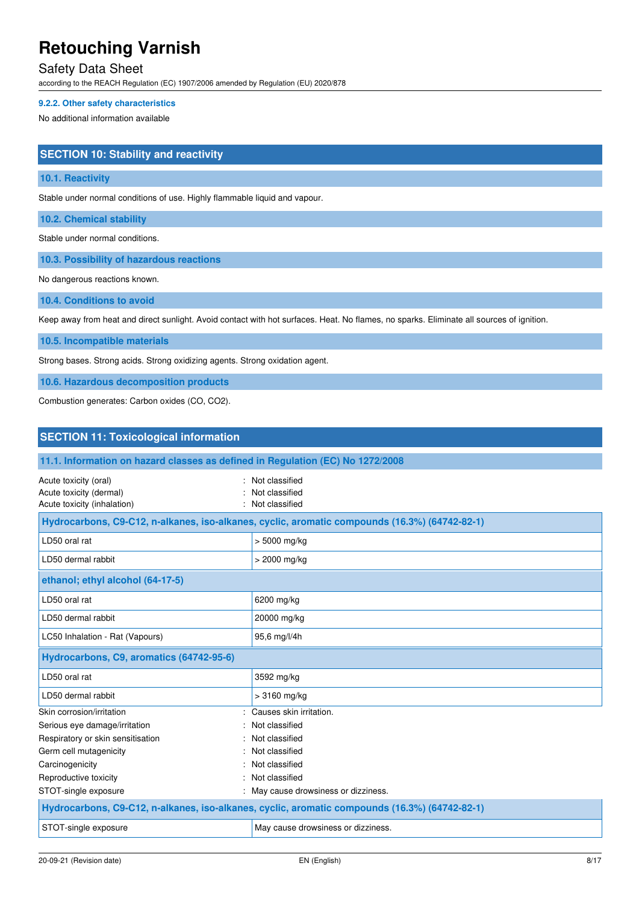#### 9.2.2. Other safety characteristics

No additional information available

## SECTION 10: Stability and reactivity

### 10.1. Reactivity

Stable under normal conditions of use. Highly flammable liquid and vapour.

### 10.2. Chemical stability

Stable under normal conditions.

### 10.3. Possibility of hazardous reactions

No dangerous reactions known.

### 10.4. Conditions to avoid

Keep away from heat and direct sunlight. Avoid contact with hot surfaces. Heat. No flames, no sparks. Eliminate all sources of ignition.

### 10.5. Incompatible materials

Strong bases. Strong acids. Strong oxidizing agents. Strong oxidation agent.

### 10.6. Hazardous decomposition products

Combustion generates: Carbon oxides (CO, $CO_2$).

## SECTION 11: Toxicological information

### 11.1. Information on hazard classes as defined in Regulation (EC) No 1272/2008

Acute toxicity (oral) : Not classified
Acute toxicity (dermal) : Not classified
Acute toxicity (inhalation) : Not classified

| Hydrocarbons, C9-C12, n-alkanes, iso-alkanes, cyclic, aromatic compounds (16.3%) (64742-82-1) | |
|---|---|
| LD50 oral rat | > 5000 mg/kg |
| LD50 dermal rabbit | > 2000 mg/kg |

| ethanol; ethyl alcohol (64-17-5) | |
|---|---|
| LD50 oral rat | 6200 mg/kg |
| LD50 dermal rabbit | 20000 mg/kg |
| LC50 Inhalation - Rat (Vapours) | 95,6 mg/l/4h |

| Hydrocarbons, C9, aromatics (64742-95-6) | |
|---|---|
| LD50 oral rat | 3592 mg/kg |
| LD50 dermal rabbit | > 3160 mg/kg |

Skin corrosion/irritation : Causes skin irritation.
Serious eye damage/irritation : Not classified
Respiratory or skin sensitisation : Not classified
Germ cell mutagenicity : Not classified
Carcinogenicity : Not classified
Reproductive toxicity : Not classified
STOT-single exposure : May cause drowsiness or dizziness.

| Hydrocarbons, C9-C12, n-alkanes, iso-alkanes, cyclic, aromatic compounds (16.3%) (64742-82-1) | |
|---|---|
| STOT-single exposure | May cause drowsiness or dizziness. |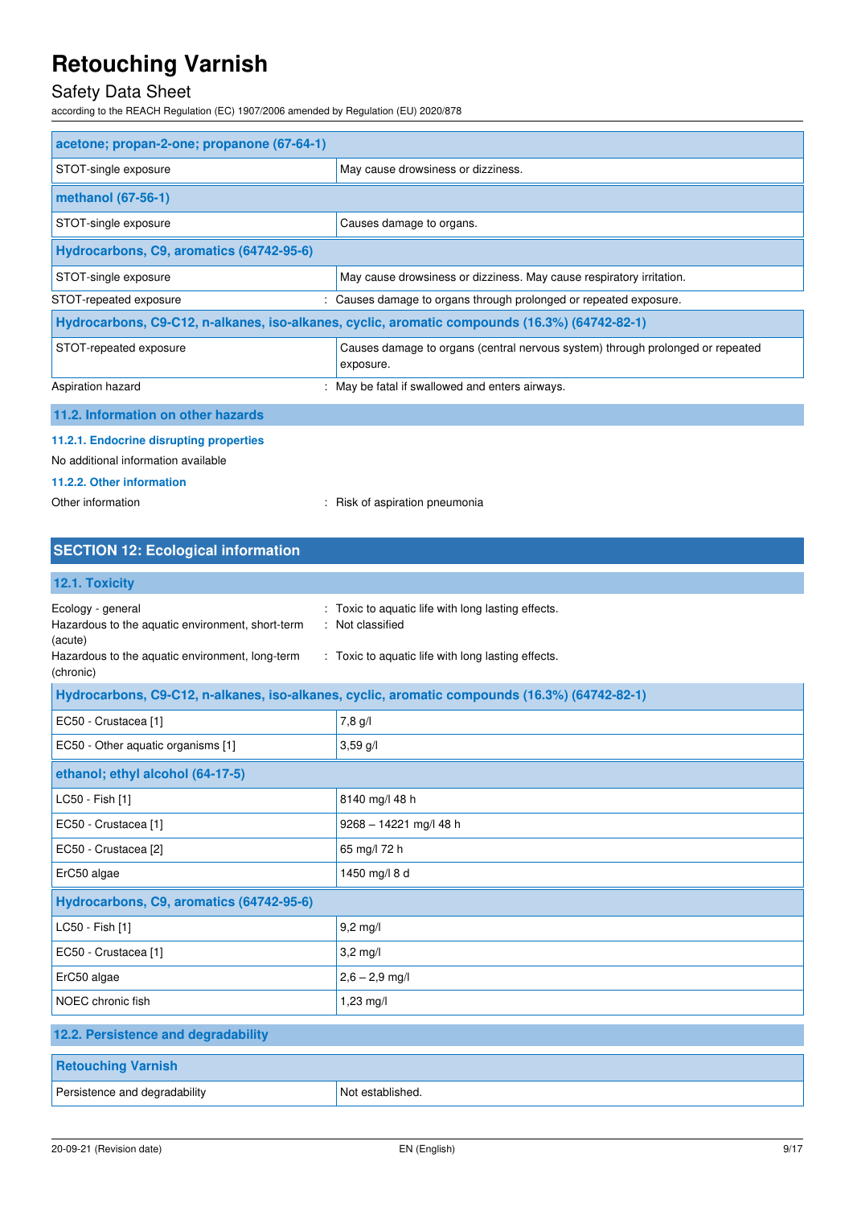| acetone; propan-2-one; propanone (67-64-1) | |
|---|---|
| STOT-single exposure | May cause drowsiness or dizziness. |

| methanol (67-56-1) | |
|---|---|
| STOT-single exposure | Causes damage to organs. |

| Hydrocarbons, C9, aromatics (64742-95-6) | |
|---|---|
| STOT-single exposure | May cause drowsiness or dizziness. May cause respiratory irritation. |

STOT-repeated exposure : Causes damage to organs through prolonged or repeated exposure.

| Hydrocarbons, C9-C12, n-alkanes, iso-alkanes, cyclic, aromatic compounds (16.3%) (64742-82-1) | |
|---|---|
| STOT-repeated exposure | Causes damage to organs (central nervous system) through prolonged or repeated exposure. |

Aspiration hazard : May be fatal if swallowed and enters airways.

### 11.2. Information on other hazards

#### 11.2.1. Endocrine disrupting properties

No additional information available

#### 11.2.2. Other information

Other information : Risk of aspiration pneumonia

## SECTION 12: Ecological information

### 12.1. Toxicity

Ecology - general : Toxic to aquatic life with long lasting effects.

Hazardous to the aquatic environment, short-term (acute) : Not classified

Hazardous to the aquatic environment, long-term (chronic) : Toxic to aquatic life with long lasting effects.

| Hydrocarbons, C9-C12, n-alkanes, iso-alkanes, cyclic, aromatic compounds (16.3%) (64742-82-1) | |
|---|---|
| EC50 - Crustacea [1] | 7,8 g/l |
| EC50 - Other aquatic organisms [1] | 3,59 g/l |

| ethanol; ethyl alcohol (64-17-5) | |
|---|---|
| LC50 - Fish [1] | 8140 mg/l 48 h |
| EC50 - Crustacea [1] | 9268 – 14221 mg/l 48 h |
| EC50 - Crustacea [2] | 65 mg/l 72 h |
| ErC50 algae | 1450 mg/l 8 d |

| Hydrocarbons, C9, aromatics (64742-95-6) | |
|---|---|
| LC50 - Fish [1] | 9,2 mg/l |
| EC50 - Crustacea [1] | 3,2 mg/l |
| ErC50 algae | 2,6 – 2,9 mg/l |
| NOEC chronic fish | 1,23 mg/l |

### 12.2. Persistence and degradability

| Retouching Varnish | |
|---|---|
| Persistence and degradability | Not established. |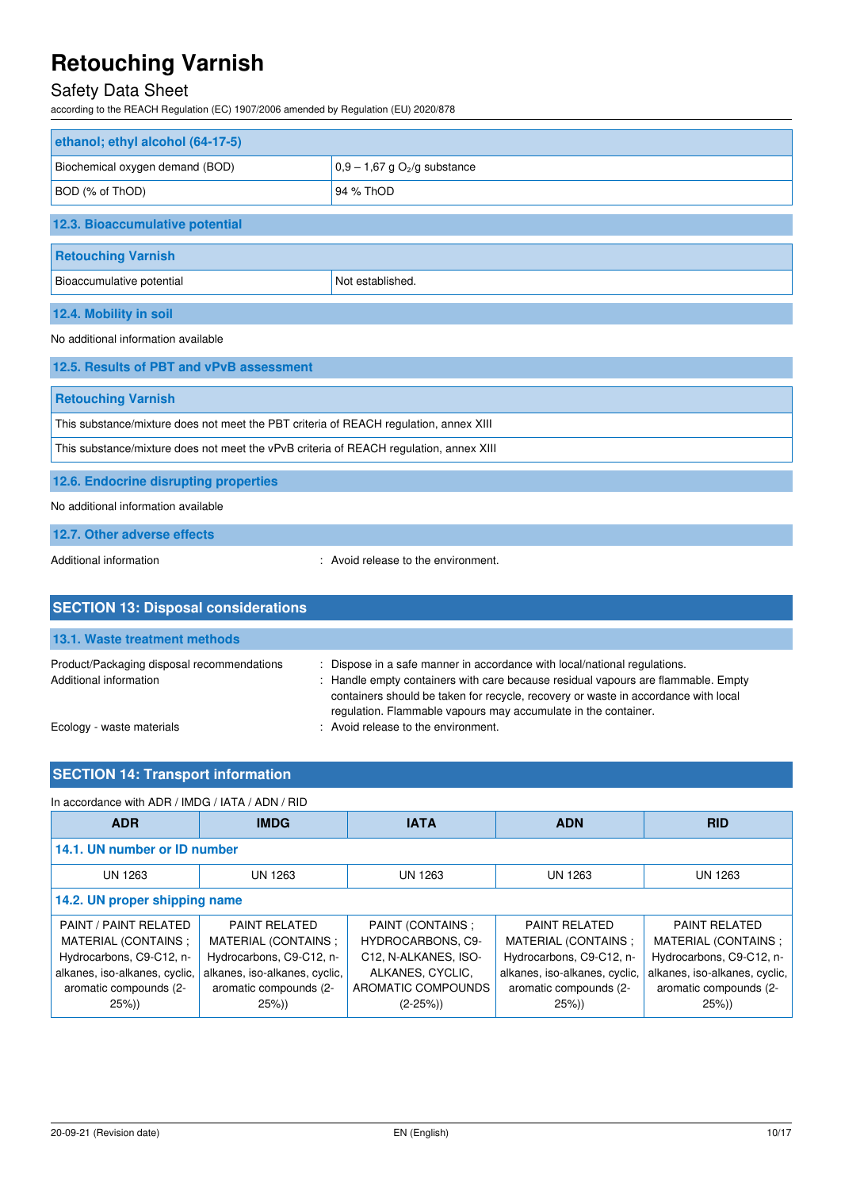| ethanol; ethyl alcohol (64-17-5) | |
|---|---|
| Biochemical oxygen demand (BOD) | 0,9 – 1,67 g $O_2$/g substance |
| BOD (% of ThOD) | 94 % ThOD |

### 12.3. Bioaccumulative potential

| Retouching Varnish | |
|---|---|
| Bioaccumulative potential | Not established. |

### 12.4. Mobility in soil

No additional information available

### 12.5. Results of PBT and vPvB assessment

| Retouching Varnish |
|---|
| This substance/mixture does not meet the PBT criteria of REACH regulation, annex XIII |
| This substance/mixture does not meet the vPvB criteria of REACH regulation, annex XIII |

### 12.6. Endocrine disrupting properties

No additional information available

### 12.7. Other adverse effects

Additional information : Avoid release to the environment.

## SECTION 13: Disposal considerations

### 13.1. Waste treatment methods

Product/Packaging disposal recommendations : Dispose in a safe manner in accordance with local/national regulations.

Additional information : Handle empty containers with care because residual vapours are flammable. Empty containers should be taken for recycle, recovery or waste in accordance with local regulation. Flammable vapours may accumulate in the container.

Ecology - waste materials : Avoid release to the environment.

## SECTION 14: Transport information

In accordance with ADR / IMDG / IATA / ADN / RID

| ADR | IMDG | IATA | ADN | RID |
|---|---|---|---|---|
| **14.1. UN number or ID number** | | | | |
| UN 1263 | UN 1263 | UN 1263 | UN 1263 | UN 1263 |
| **14.2. UN proper shipping name** | | | | |
| PAINT / PAINT RELATED MATERIAL (CONTAINS ; Hydrocarbons, C9-C12, n-alkanes, iso-alkanes, cyclic, aromatic compounds (2-25%)) | PAINT RELATED MATERIAL (CONTAINS ; Hydrocarbons, C9-C12, n-alkanes, iso-alkanes, cyclic, aromatic compounds (2-25%)) | PAINT (CONTAINS ; HYDROCARBONS, C9-C12, N-ALKANES, ISO-ALKANES, CYCLIC, AROMATIC COMPOUNDS (2-25%)) | PAINT RELATED MATERIAL (CONTAINS ; Hydrocarbons, C9-C12, n-alkanes, iso-alkanes, cyclic, aromatic compounds (2-25%)) | PAINT RELATED MATERIAL (CONTAINS ; Hydrocarbons, C9-C12, n-alkanes, iso-alkanes, cyclic, aromatic compounds (2-25%)) |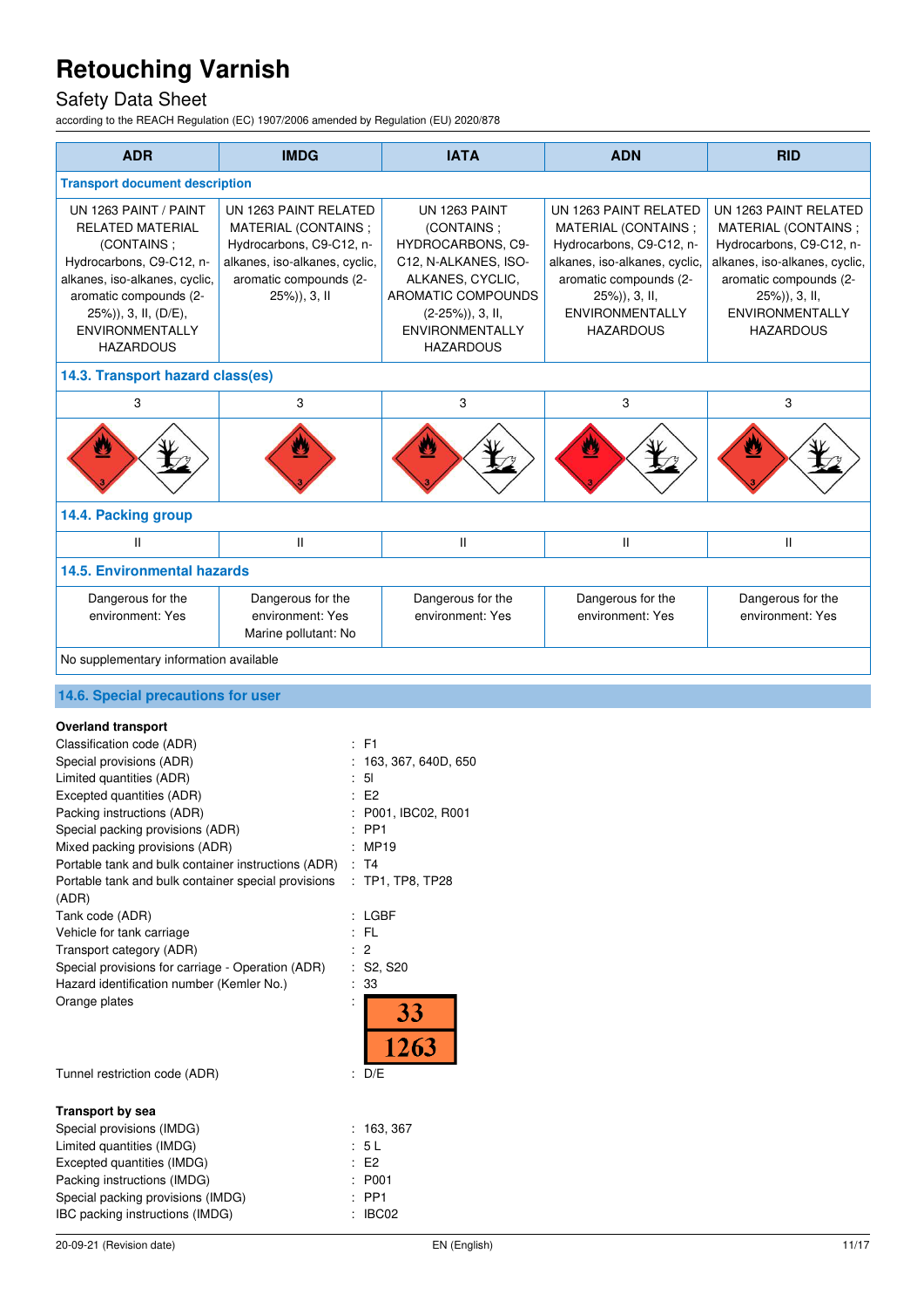| ADR | IMDG | IATA | ADN | RID |
|---|---|---|---|---|
| **Transport document description** | | | | |
| UN 1263 PAINT / PAINT RELATED MATERIAL (CONTAINS ; Hydrocarbons, C9-C12, n-alkanes, iso-alkanes, cyclic, aromatic compounds (2-25%)), 3, II, (D/E), ENVIRONMENTALLY HAZARDOUS | UN 1263 PAINT RELATED MATERIAL (CONTAINS ; Hydrocarbons, C9-C12, n-alkanes, iso-alkanes, cyclic, aromatic compounds (2-25%)), 3, II | UN 1263 PAINT (CONTAINS ; HYDROCARBONS, C9-C12, N-ALKANES, ISO-ALKANES, CYCLIC, AROMATIC COMPOUNDS (2-25%)), 3, II, ENVIRONMENTALLY HAZARDOUS | UN 1263 PAINT RELATED MATERIAL (CONTAINS ; Hydrocarbons, C9-C12, n-alkanes, iso-alkanes, cyclic, aromatic compounds (2-25%)), 3, II, ENVIRONMENTALLY HAZARDOUS | UN 1263 PAINT RELATED MATERIAL (CONTAINS ; Hydrocarbons, C9-C12, n-alkanes, iso-alkanes, cyclic, aromatic compounds (2-25%)), 3, II, ENVIRONMENTALLY HAZARDOUS |
| **14.3. Transport hazard class(es)** | | | | |
| 3 | 3 | 3 | 3 | 3 |
| **14.4. Packing group** | | | | |
| II | II | II | II | II |
| **14.5. Environmental hazards** | | | | |
| Dangerous for the environment: Yes | Dangerous for the environment: Yes<br>Marine pollutant: No | Dangerous for the environment: Yes | Dangerous for the environment: Yes | Dangerous for the environment: Yes |
| No supplementary information available | | | | |

## 14.6. Special precautions for user

**Overland transport**

| | |
|---|---|
| Classification code (ADR) | : F1 |
| Special provisions (ADR) | : 163, 367, 640D, 650 |
| Limited quantities (ADR) | : 5l |
| Excepted quantities (ADR) | : E2 |
| Packing instructions (ADR) | : P001, IBC02, R001 |
| Special packing provisions (ADR) | : PP1 |
| Mixed packing provisions (ADR) | : MP19 |
| Portable tank and bulk container instructions (ADR) | : T4 |
| Portable tank and bulk container special provisions (ADR) | : TP1, TP8, TP28 |
| Tank code (ADR) | : LGBF |
| Vehicle for tank carriage | : FL |
| Transport category (ADR) | : 2 |
| Special provisions for carriage - Operation (ADR) | : S2, S20 |
| Hazard identification number (Kemler No.) | : 33 |
| Orange plates | : 33 / 1263 |
| Tunnel restriction code (ADR) | : D/E |

**Transport by sea**

| | |
|---|---|
| Special provisions (IMDG) | : 163, 367 |
| Limited quantities (IMDG) | : 5 L |
| Excepted quantities (IMDG) | : E2 |
| Packing instructions (IMDG) | : P001 |
| Special packing provisions (IMDG) | : PP1 |
| IBC packing instructions (IMDG) | : IBC02 |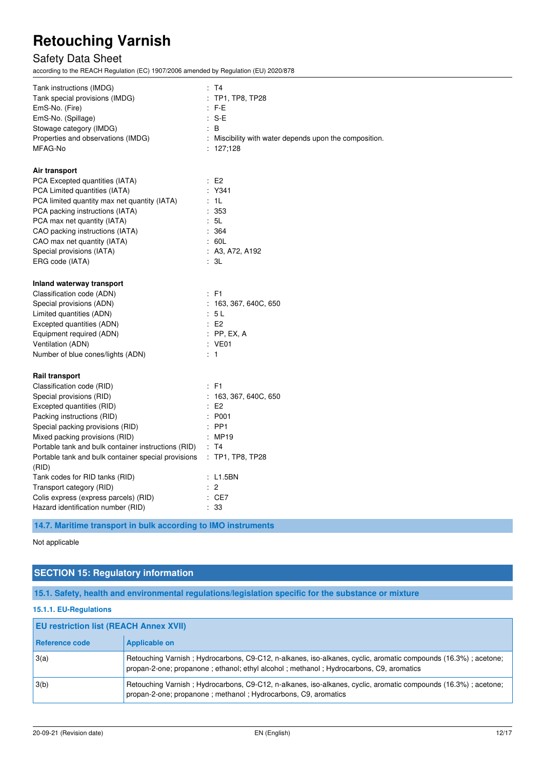| | |
|---|---|
| Tank instructions (IMDG) | : T4 |
| Tank special provisions (IMDG) | : TP1, TP8, TP28 |
| EmS-No. (Fire) | : F-E |
| EmS-No. (Spillage) | : S-E |
| Stowage category (IMDG) | : B |
| Properties and observations (IMDG) | : Miscibility with water depends upon the composition. |
| MFAG-No | : 127;128 |

**Air transport**

| | |
|---|---|
| PCA Excepted quantities (IATA) | : E2 |
| PCA Limited quantities (IATA) | : Y341 |
| PCA limited quantity max net quantity (IATA) | : 1L |
| PCA packing instructions (IATA) | : 353 |
| PCA max net quantity (IATA) | : 5L |
| CAO packing instructions (IATA) | : 364 |
| CAO max net quantity (IATA) | : 60L |
| Special provisions (IATA) | : A3, A72, A192 |
| ERG code (IATA) | : 3L |

**Inland waterway transport**

| | |
|---|---|
| Classification code (ADN) | : F1 |
| Special provisions (ADN) | : 163, 367, 640C, 650 |
| Limited quantities (ADN) | : 5 L |
| Excepted quantities (ADN) | : E2 |
| Equipment required (ADN) | : PP, EX, A |
| Ventilation (ADN) | : VE01 |
| Number of blue cones/lights (ADN) | : 1 |

**Rail transport**

| | |
|---|---|
| Classification code (RID) | : F1 |
| Special provisions (RID) | : 163, 367, 640C, 650 |
| Excepted quantities (RID) | : E2 |
| Packing instructions (RID) | : P001 |
| Special packing provisions (RID) | : PP1 |
| Mixed packing provisions (RID) | : MP19 |
| Portable tank and bulk container instructions (RID) | : T4 |
| Portable tank and bulk container special provisions (RID) | : TP1, TP8, TP28 |
| Tank codes for RID tanks (RID) | : L1.5BN |
| Transport category (RID) | : 2 |
| Colis express (express parcels) (RID) | : CE7 |
| Hazard identification number (RID) | : 33 |

### 14.7. Maritime transport in bulk according to IMO instruments

Not applicable

## SECTION 15: Regulatory information

### 15.1. Safety, health and environmental regulations/legislation specific for the substance or mixture

#### 15.1.1. EU-Regulations

| EU restriction list (REACH Annex XVII) | |
|---|---|
| **Reference code** | **Applicable on** |
| 3(a) | Retouching Varnish ; Hydrocarbons, C9-C12, n-alkanes, iso-alkanes, cyclic, aromatic compounds (16.3%) ; acetone; propan-2-one; propanone ; ethanol; ethyl alcohol ; methanol ; Hydrocarbons, C9, aromatics |
| 3(b) | Retouching Varnish ; Hydrocarbons, C9-C12, n-alkanes, iso-alkanes, cyclic, aromatic compounds (16.3%) ; acetone; propan-2-one; propanone ; methanol ; Hydrocarbons, C9, aromatics |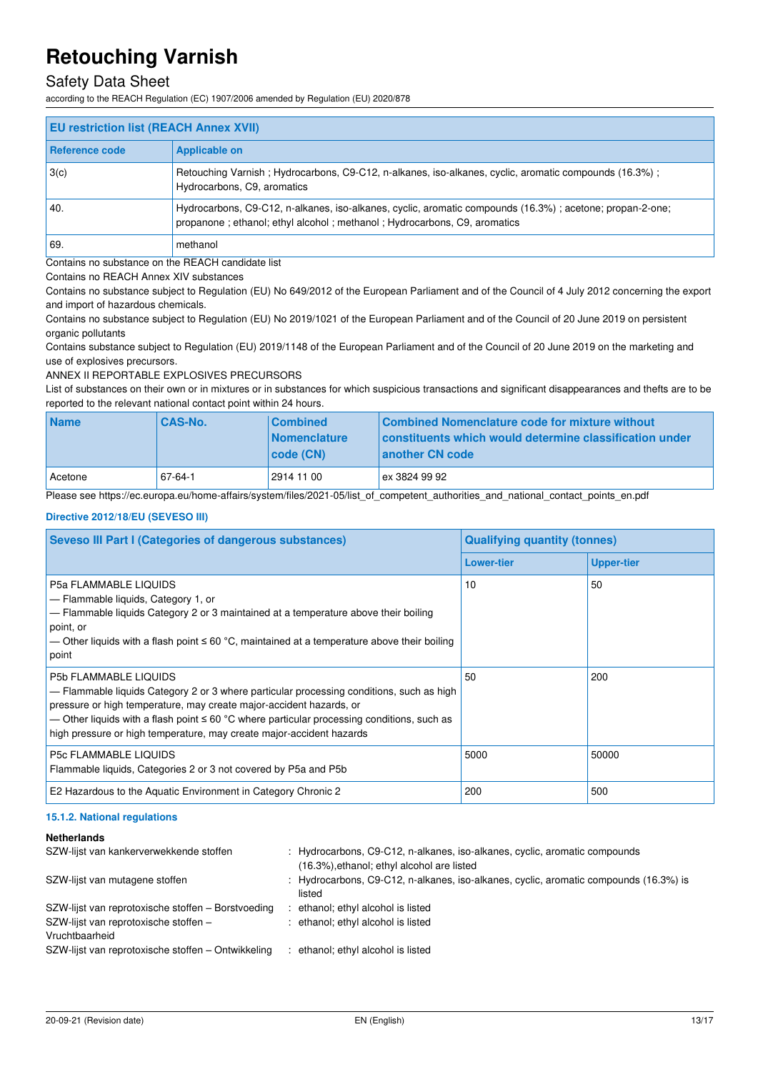| EU restriction list (REACH Annex XVII) | |
|---|---|
| **Reference code** | **Applicable on** |
| 3(c) | Retouching Varnish ; Hydrocarbons, C9-C12, n-alkanes, iso-alkanes, cyclic, aromatic compounds (16.3%) ; Hydrocarbons, C9, aromatics |
| 40. | Hydrocarbons, C9-C12, n-alkanes, iso-alkanes, cyclic, aromatic compounds (16.3%) ; acetone; propan-2-one; propanone ; ethanol; ethyl alcohol ; methanol ; Hydrocarbons, C9, aromatics |
| 69. | methanol |

Contains no substance on the REACH candidate list

Contains no REACH Annex XIV substances

Contains no substance subject to Regulation (EU) No 649/2012 of the European Parliament and of the Council of 4 July 2012 concerning the export and import of hazardous chemicals.

Contains no substance subject to Regulation (EU) No 2019/1021 of the European Parliament and of the Council of 20 June 2019 on persistent organic pollutants

Contains substance subject to Regulation (EU) 2019/1148 of the European Parliament and of the Council of 20 June 2019 on the marketing and use of explosives precursors.

ANNEX II REPORTABLE EXPLOSIVES PRECURSORS

List of substances on their own or in mixtures or in substances for which suspicious transactions and significant disappearances and thefts are to be reported to the relevant national contact point within 24 hours.

| Name | CAS-No. | Combined Nomenclature code (CN) | Combined Nomenclature code for mixture without constituents which would determine classification under another CN code |
|---|---|---|---|
| Acetone | 67-64-1 | 2914 11 00 | ex 3824 99 92 |

Please see https://ec.europa.eu/home-affairs/system/files/2021-05/list_of_competent_authorities_and_national_contact_points_en.pdf

#### Directive 2012/18/EU (SEVESO III)

| Seveso III Part I (Categories of dangerous substances) | Qualifying quantity (tonnes) | |
|---|---|---|
| | **Lower-tier** | **Upper-tier** |
| P5a FLAMMABLE LIQUIDS<br>— Flammable liquids, Category 1, or<br>— Flammable liquids Category 2 or 3 maintained at a temperature above their boiling point, or<br>— Other liquids with a flash point ≤ 60 °C, maintained at a temperature above their boiling point | 10 | 50 |
| P5b FLAMMABLE LIQUIDS<br>— Flammable liquids Category 2 or 3 where particular processing conditions, such as high pressure or high temperature, may create major-accident hazards, or<br>— Other liquids with a flash point ≤ 60 °C where particular processing conditions, such as high pressure or high temperature, may create major-accident hazards | 50 | 200 |
| P5c FLAMMABLE LIQUIDS<br>Flammable liquids, Categories 2 or 3 not covered by P5a and P5b | 5000 | 50000 |
| E2 Hazardous to the Aquatic Environment in Category Chronic 2 | 200 | 500 |

#### 15.1.2. National regulations

**Netherlands**

| | |
|---|---|
| SZW-lijst van kankerverwekkende stoffen | : Hydrocarbons, C9-C12, n-alkanes, iso-alkanes, cyclic, aromatic compounds (16.3%),ethanol; ethyl alcohol are listed |
| SZW-lijst van mutagene stoffen | : Hydrocarbons, C9-C12, n-alkanes, iso-alkanes, cyclic, aromatic compounds (16.3%) is listed |
| SZW-lijst van reprotoxische stoffen – Borstvoeding | : ethanol; ethyl alcohol is listed |
| SZW-lijst van reprotoxische stoffen – Vruchtbaarheid | : ethanol; ethyl alcohol is listed |
| SZW-lijst van reprotoxische stoffen – Ontwikkeling | : ethanol; ethyl alcohol is listed |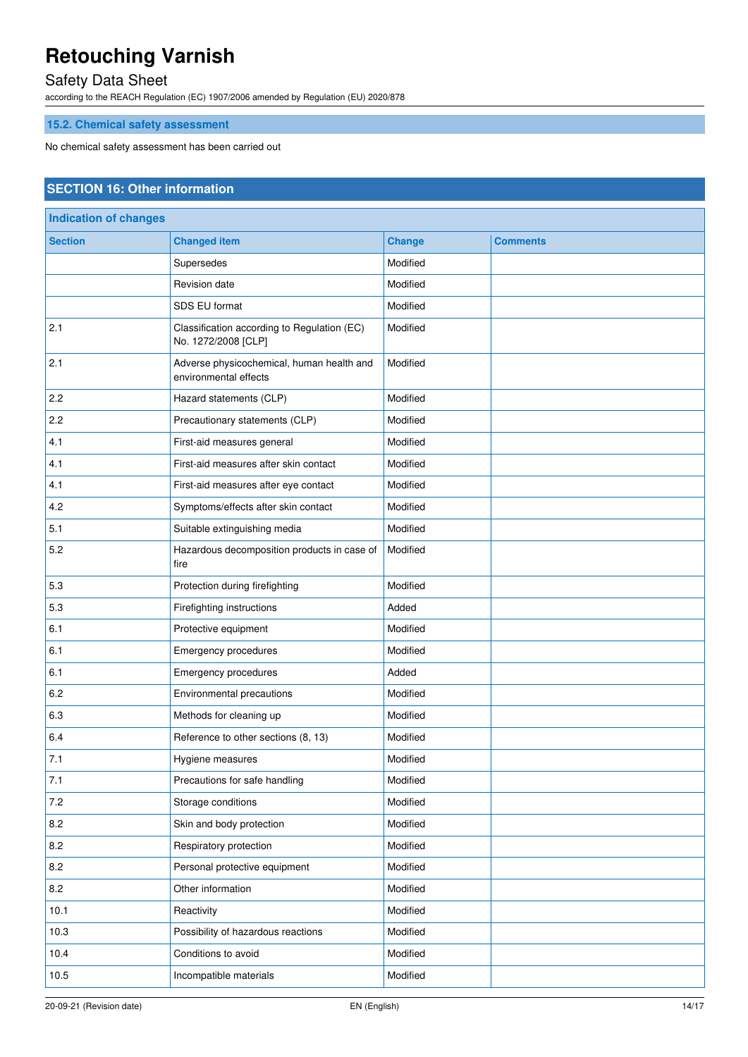### 15.2. Chemical safety assessment

No chemical safety assessment has been carried out

## SECTION 16: Other information

| Indication of changes | | | |
|---|---|---|---|
| **Section** | **Changed item** | **Change** | **Comments** |
| | Supersedes | Modified | |
| | Revision date | Modified | |
| | SDS EU format | Modified | |
| 2.1 | Classification according to Regulation (EC) No. 1272/2008 [CLP] | Modified | |
| 2.1 | Adverse physicochemical, human health and environmental effects | Modified | |
| 2.2 | Hazard statements (CLP) | Modified | |
| 2.2 | Precautionary statements (CLP) | Modified | |
| 4.1 | First-aid measures general | Modified | |
| 4.1 | First-aid measures after skin contact | Modified | |
| 4.1 | First-aid measures after eye contact | Modified | |
| 4.2 | Symptoms/effects after skin contact | Modified | |
| 5.1 | Suitable extinguishing media | Modified | |
| 5.2 | Hazardous decomposition products in case of fire | Modified | |
| 5.3 | Protection during firefighting | Modified | |
| 5.3 | Firefighting instructions | Added | |
| 6.1 | Protective equipment | Modified | |
| 6.1 | Emergency procedures | Modified | |
| 6.1 | Emergency procedures | Added | |
| 6.2 | Environmental precautions | Modified | |
| 6.3 | Methods for cleaning up | Modified | |
| 6.4 | Reference to other sections (8, 13) | Modified | |
| 7.1 | Hygiene measures | Modified | |
| 7.1 | Precautions for safe handling | Modified | |
| 7.2 | Storage conditions | Modified | |
| 8.2 | Skin and body protection | Modified | |
| 8.2 | Respiratory protection | Modified | |
| 8.2 | Personal protective equipment | Modified | |
| 8.2 | Other information | Modified | |
| 10.1 | Reactivity | Modified | |
| 10.3 | Possibility of hazardous reactions | Modified | |
| 10.4 | Conditions to avoid | Modified | |
| 10.5 | Incompatible materials | Modified | |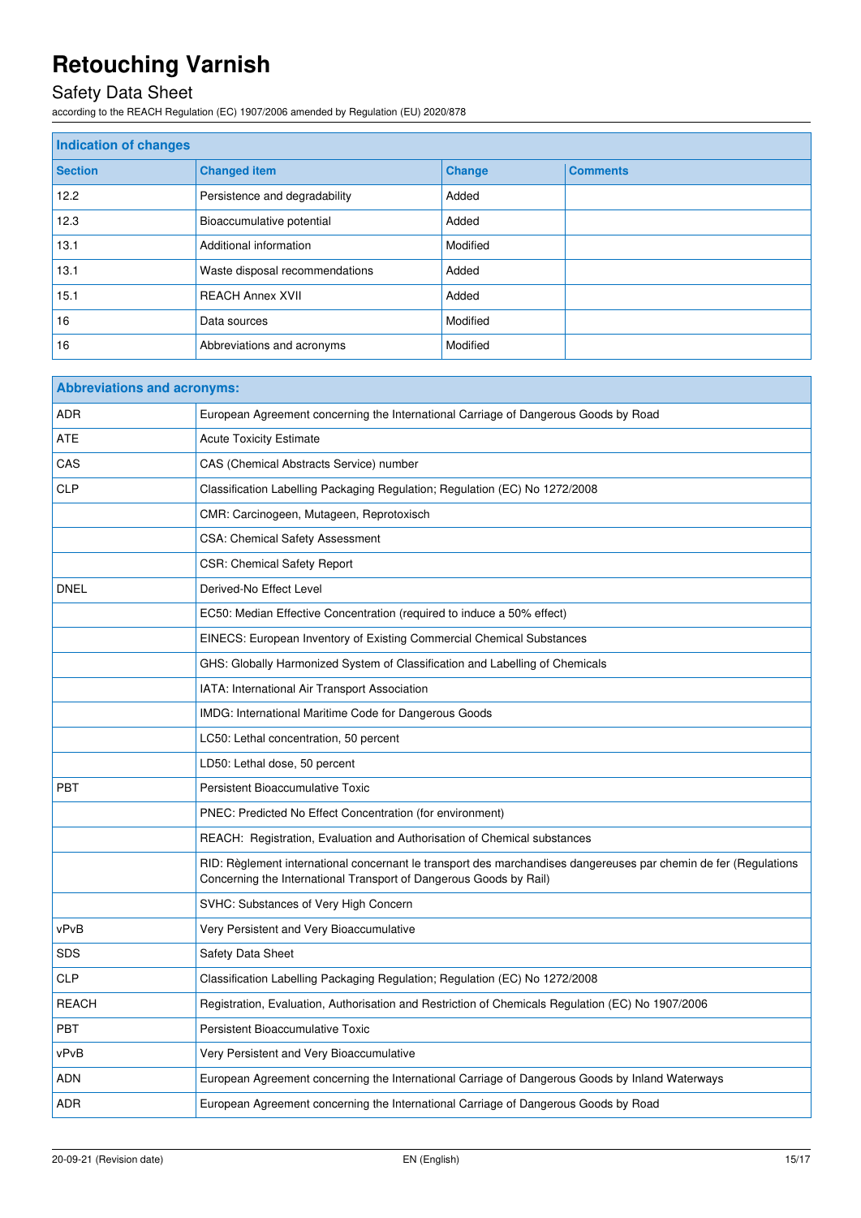# Retouching Varnish

## Safety Data Sheet

according to the REACH Regulation (EC) 1907/2006 amended by Regulation (EU) 2020/878

| Indication of changes | | | |
|---|---|---|---|
| **Section** | **Changed item** | **Change** | **Comments** |
| 12.2 | Persistence and degradability | Added | |
| 12.3 | Bioaccumulative potential | Added | |
| 13.1 | Additional information | Modified | |
| 13.1 | Waste disposal recommendations | Added | |
| 15.1 | REACH Annex XVII | Added | |
| 16 | Data sources | Modified | |
| 16 | Abbreviations and acronyms | Modified | |

| Abbreviations and acronyms: | |
|---|---|
| ADR | European Agreement concerning the International Carriage of Dangerous Goods by Road |
| ATE | Acute Toxicity Estimate |
| CAS | CAS (Chemical Abstracts Service) number |
| CLP | Classification Labelling Packaging Regulation; Regulation (EC) No 1272/2008 |
| | CMR: Carcinogeen, Mutageen, Reprotoxisch |
| | CSA: Chemical Safety Assessment |
| | CSR: Chemical Safety Report |
| DNEL | Derived-No Effect Level |
| | EC50: Median Effective Concentration (required to induce a 50% effect) |
| | EINECS: European Inventory of Existing Commercial Chemical Substances |
| | GHS: Globally Harmonized System of Classification and Labelling of Chemicals |
| | IATA: International Air Transport Association |
| | IMDG: International Maritime Code for Dangerous Goods |
| | LC50: Lethal concentration, 50 percent |
| | LD50: Lethal dose, 50 percent |
| PBT | Persistent Bioaccumulative Toxic |
| | PNEC: Predicted No Effect Concentration (for environment) |
| | REACH: Registration, Evaluation and Authorisation of Chemical substances |
| | RID: Règlement international concernant le transport des marchandises dangereuses par chemin de fer (Regulations Concerning the International Transport of Dangerous Goods by Rail) |
| | SVHC: Substances of Very High Concern |
| vPvB | Very Persistent and Very Bioaccumulative |
| SDS | Safety Data Sheet |
| CLP | Classification Labelling Packaging Regulation; Regulation (EC) No 1272/2008 |
| REACH | Registration, Evaluation, Authorisation and Restriction of Chemicals Regulation (EC) No 1907/2006 |
| PBT | Persistent Bioaccumulative Toxic |
| vPvB | Very Persistent and Very Bioaccumulative |
| ADN | European Agreement concerning the International Carriage of Dangerous Goods by Inland Waterways |
| ADR | European Agreement concerning the International Carriage of Dangerous Goods by Road |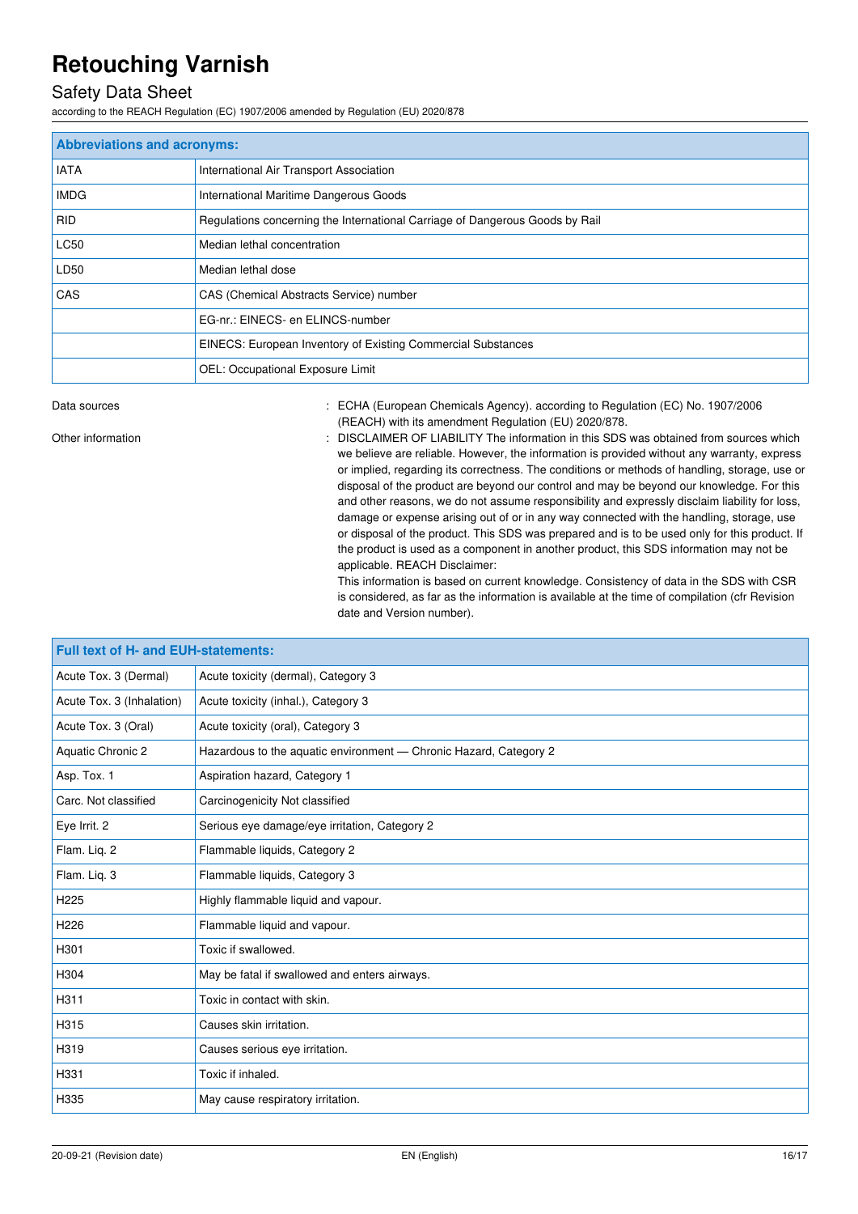| Abbreviations and acronyms: | |
|---|---|
| IATA | International Air Transport Association |
| IMDG | International Maritime Dangerous Goods |
| RID | Regulations concerning the International Carriage of Dangerous Goods by Rail |
| LC50 | Median lethal concentration |
| LD50 | Median lethal dose |
| CAS | CAS (Chemical Abstracts Service) number |
| | EG-nr.: EINECS- en ELINCS-number |
| | EINECS: European Inventory of Existing Commercial Substances |
| | OEL: Occupational Exposure Limit |

Data sources : ECHA (European Chemicals Agency). according to Regulation (EC) No. 1907/2006 (REACH) with its amendment Regulation (EU) 2020/878.

Other information : DISCLAIMER OF LIABILITY The information in this SDS was obtained from sources which we believe are reliable. However, the information is provided without any warranty, express or implied, regarding its correctness. The conditions or methods of handling, storage, use or disposal of the product are beyond our control and may be beyond our knowledge. For this and other reasons, we do not assume responsibility and expressly disclaim liability for loss, damage or expense arising out of or in any way connected with the handling, storage, use or disposal of the product. This SDS was prepared and is to be used only for this product. If the product is used as a component in another product, this SDS information may not be applicable. REACH Disclaimer:
This information is based on current knowledge. Consistency of data in the SDS with CSR is considered, as far as the information is available at the time of compilation (cfr Revision date and Version number).

| Full text of H- and EUH-statements: | |
|---|---|
| Acute Tox. 3 (Dermal) | Acute toxicity (dermal), Category 3 |
| Acute Tox. 3 (Inhalation) | Acute toxicity (inhal.), Category 3 |
| Acute Tox. 3 (Oral) | Acute toxicity (oral), Category 3 |
| Aquatic Chronic 2 | Hazardous to the aquatic environment — Chronic Hazard, Category 2 |
| Asp. Tox. 1 | Aspiration hazard, Category 1 |
| Carc. Not classified | Carcinogenicity Not classified |
| Eye Irrit. 2 | Serious eye damage/eye irritation, Category 2 |
| Flam. Liq. 2 | Flammable liquids, Category 2 |
| Flam. Liq. 3 | Flammable liquids, Category 3 |
| H225 | Highly flammable liquid and vapour. |
| H226 | Flammable liquid and vapour. |
| H301 | Toxic if swallowed. |
| H304 | May be fatal if swallowed and enters airways. |
| H311 | Toxic in contact with skin. |
| H315 | Causes skin irritation. |
| H319 | Causes serious eye irritation. |
| H331 | Toxic if inhaled. |
| H335 | May cause respiratory irritation. |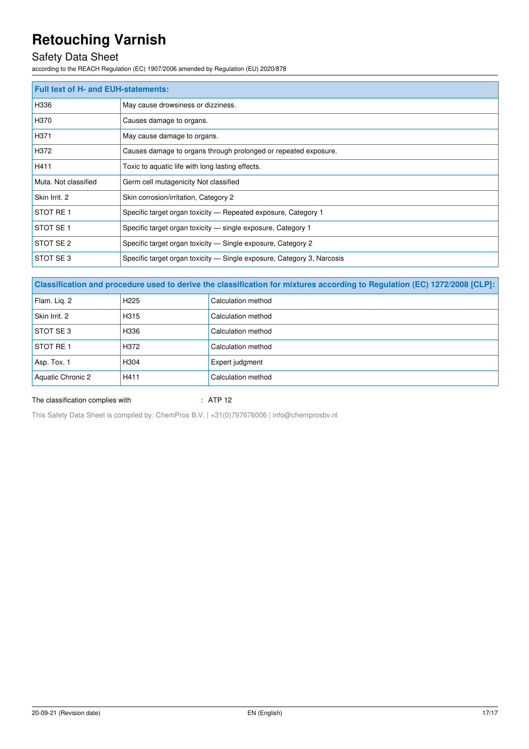| Full text of H- and EUH-statements: | |
|---|---|
| H336 | May cause drowsiness or dizziness. |
| H370 | Causes damage to organs. |
| H371 | May cause damage to organs. |
| H372 | Causes damage to organs through prolonged or repeated exposure. |
| H411 | Toxic to aquatic life with long lasting effects. |
| Muta. Not classified | Germ cell mutagenicity Not classified |
| Skin Irrit. 2 | Skin corrosion/irritation, Category 2 |
| STOT RE 1 | Specific target organ toxicity — Repeated exposure, Category 1 |
| STOT SE 1 | Specific target organ toxicity — single exposure, Category 1 |
| STOT SE 2 | Specific target organ toxicity — Single exposure, Category 2 |
| STOT SE 3 | Specific target organ toxicity — Single exposure, Category 3, Narcosis |

| Classification and procedure used to derive the classification for mixtures according to Regulation (EC) 1272/2008 [CLP]: | | |
|---|---|---|
| Flam. Liq. 2 | H225 | Calculation method |
| Skin Irrit. 2 | H315 | Calculation method |
| STOT SE 3 | H336 | Calculation method |
| STOT RE 1 | H372 | Calculation method |
| Asp. Tox. 1 | H304 | Expert judgment |
| Aquatic Chronic 2 | H411 | Calculation method |

The classification complies with : ATP 12

This Safety Data Sheet is compiled by: ChemPros B.V. | +31(0)797676006 | info@chemprosbv.nl